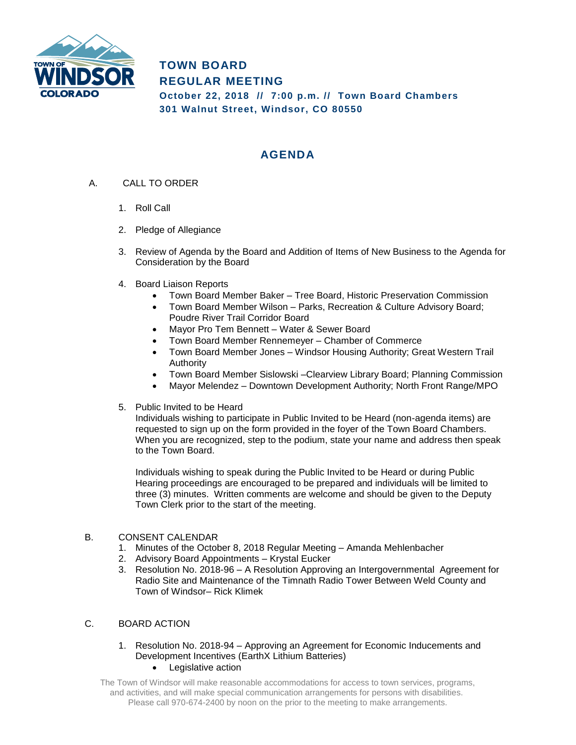# TOWN BOARD
# REGULAR MEETING

**October 22, 2018 // 7:00 p.m. // Town Board Chambers**
**301 Walnut Street, Windsor, CO 80550**

## AGENDA

A. CALL TO ORDER

1. Roll Call

2. Pledge of Allegiance

3. Review of Agenda by the Board and Addition of Items of New Business to the Agenda for Consideration by the Board

4. Board Liaison Reports
   - Town Board Member Baker – Tree Board, Historic Preservation Commission
   - Town Board Member Wilson – Parks, Recreation & Culture Advisory Board; Poudre River Trail Corridor Board
   - Mayor Pro Tem Bennett – Water & Sewer Board
   - Town Board Member Rennemeyer – Chamber of Commerce
   - Town Board Member Jones – Windsor Housing Authority; Great Western Trail Authority
   - Town Board Member Sislowski –Clearview Library Board; Planning Commission
   - Mayor Melendez – Downtown Development Authority; North Front Range/MPO

5. Public Invited to be Heard
   Individuals wishing to participate in Public Invited to be Heard (non-agenda items) are requested to sign up on the form provided in the foyer of the Town Board Chambers. When you are recognized, step to the podium, state your name and address then speak to the Town Board.

   Individuals wishing to speak during the Public Invited to be Heard or during Public Hearing proceedings are encouraged to be prepared and individuals will be limited to three (3) minutes. Written comments are welcome and should be given to the Deputy Town Clerk prior to the start of the meeting.

B. CONSENT CALENDAR

1. Minutes of the October 8, 2018 Regular Meeting – Amanda Mehlenbacher
2. Advisory Board Appointments – Krystal Eucker
3. Resolution No. 2018-96 – A Resolution Approving an Intergovernmental Agreement for Radio Site and Maintenance of the Timnath Radio Tower Between Weld County and Town of Windsor– Rick Klimek

C. BOARD ACTION

1. Resolution No. 2018-94 – Approving an Agreement for Economic Inducements and Development Incentives (EarthX Lithium Batteries)
   - Legislative action

The Town of Windsor will make reasonable accommodations for access to town services, programs, and activities, and will make special communication arrangements for persons with disabilities. Please call 970-674-2400 by noon on the prior to the meeting to make arrangements.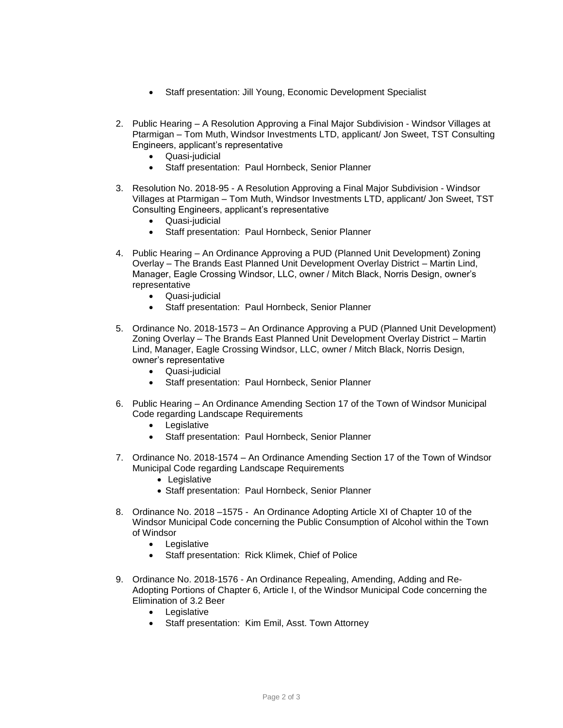- Staff presentation: Jill Young, Economic Development Specialist

2. Public Hearing – A Resolution Approving a Final Major Subdivision - Windsor Villages at Ptarmigan – Tom Muth, Windsor Investments LTD, applicant/ Jon Sweet, TST Consulting Engineers, applicant's representative
   - Quasi-judicial
   - Staff presentation: Paul Hornbeck, Senior Planner

3. Resolution No. 2018-95 - A Resolution Approving a Final Major Subdivision - Windsor Villages at Ptarmigan – Tom Muth, Windsor Investments LTD, applicant/ Jon Sweet, TST Consulting Engineers, applicant's representative
   - Quasi-judicial
   - Staff presentation: Paul Hornbeck, Senior Planner

4. Public Hearing – An Ordinance Approving a PUD (Planned Unit Development) Zoning Overlay – The Brands East Planned Unit Development Overlay District – Martin Lind, Manager, Eagle Crossing Windsor, LLC, owner / Mitch Black, Norris Design, owner's representative
   - Quasi-judicial
   - Staff presentation: Paul Hornbeck, Senior Planner

5. Ordinance No. 2018-1573 – An Ordinance Approving a PUD (Planned Unit Development) Zoning Overlay – The Brands East Planned Unit Development Overlay District – Martin Lind, Manager, Eagle Crossing Windsor, LLC, owner / Mitch Black, Norris Design, owner's representative
   - Quasi-judicial
   - Staff presentation: Paul Hornbeck, Senior Planner

6. Public Hearing – An Ordinance Amending Section 17 of the Town of Windsor Municipal Code regarding Landscape Requirements
   - Legislative
   - Staff presentation: Paul Hornbeck, Senior Planner

7. Ordinance No. 2018-1574 – An Ordinance Amending Section 17 of the Town of Windsor Municipal Code regarding Landscape Requirements
   - Legislative
   - Staff presentation: Paul Hornbeck, Senior Planner

8. Ordinance No. 2018 –1575 - An Ordinance Adopting Article XI of Chapter 10 of the Windsor Municipal Code concerning the Public Consumption of Alcohol within the Town of Windsor
   - Legislative
   - Staff presentation: Rick Klimek, Chief of Police

9. Ordinance No. 2018-1576 - An Ordinance Repealing, Amending, Adding and Re-Adopting Portions of Chapter 6, Article I, of the Windsor Municipal Code concerning the Elimination of 3.2 Beer
   - Legislative
   - Staff presentation: Kim Emil, Asst. Town Attorney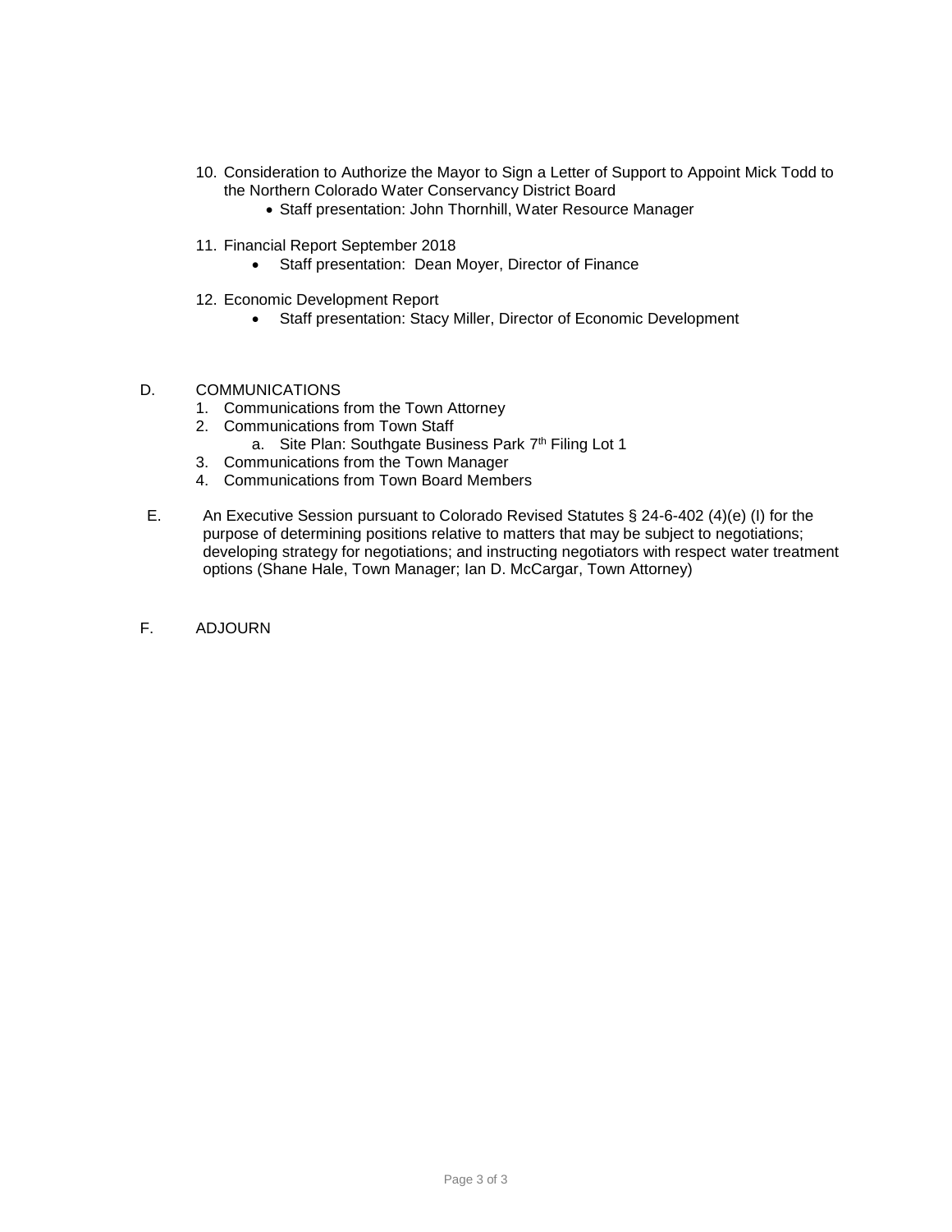10. Consideration to Authorize the Mayor to Sign a Letter of Support to Appoint Mick Todd to the Northern Colorado Water Conservancy District Board
    - Staff presentation: John Thornhill, Water Resource Manager

11. Financial Report September 2018
    - Staff presentation: Dean Moyer, Director of Finance

12. Economic Development Report
    - Staff presentation: Stacy Miller, Director of Economic Development

D. COMMUNICATIONS

1. Communications from the Town Attorney
2. Communications from Town Staff
   a. Site Plan: Southgate Business Park 7th Filing Lot 1
3. Communications from the Town Manager
4. Communications from Town Board Members

E. An Executive Session pursuant to Colorado Revised Statutes § 24-6-402 (4)(e) (I) for the purpose of determining positions relative to matters that may be subject to negotiations; developing strategy for negotiations; and instructing negotiators with respect water treatment options (Shane Hale, Town Manager; Ian D. McCargar, Town Attorney)

F. ADJOURN